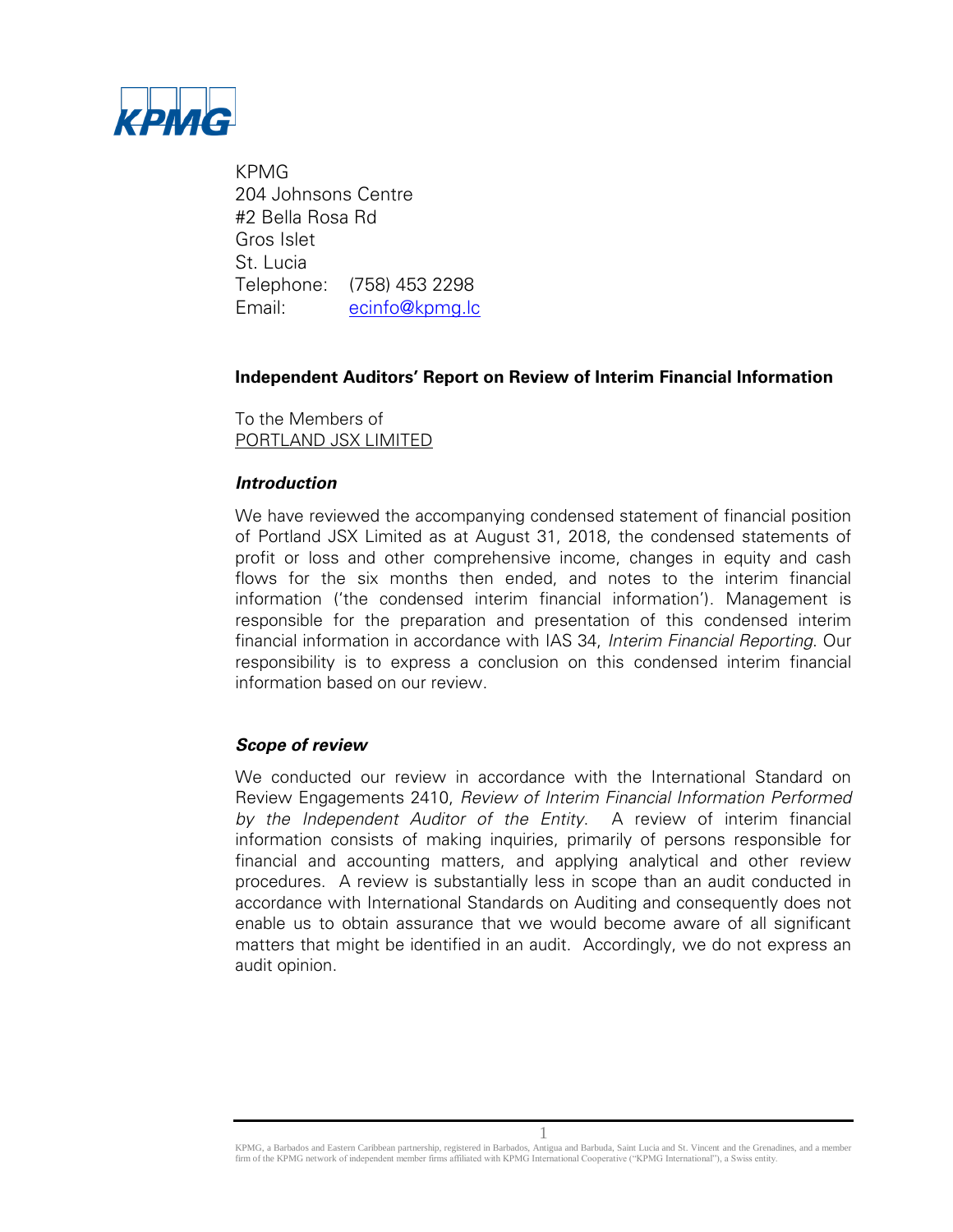KPMG
204 Johnsons Centre
#2 Bella Rosa Rd
Gros Islet
St. Lucia
Telephone: (758) 453 2298
Email: ecinfo@kpmg.lc

## Independent Auditors' Report on Review of Interim Financial Information

To the Members of
PORTLAND JSX LIMITED

### *Introduction*

We have reviewed the accompanying condensed statement of financial position of Portland JSX Limited as at August 31, 2018, the condensed statements of profit or loss and other comprehensive income, changes in equity and cash flows for the six months then ended, and notes to the interim financial information ('the condensed interim financial information'). Management is responsible for the preparation and presentation of this condensed interim financial information in accordance with IAS 34, *Interim Financial Reporting*. Our responsibility is to express a conclusion on this condensed interim financial information based on our review.

### *Scope of review*

We conducted our review in accordance with the International Standard on Review Engagements 2410, *Review of Interim Financial Information Performed by the Independent Auditor of the Entity*. A review of interim financial information consists of making inquiries, primarily of persons responsible for financial and accounting matters, and applying analytical and other review procedures. A review is substantially less in scope than an audit conducted in accordance with International Standards on Auditing and consequently does not enable us to obtain assurance that we would become aware of all significant matters that might be identified in an audit. Accordingly, we do not express an audit opinion.

KPMG, a Barbados and Eastern Caribbean partnership, registered in Barbados, Antigua and Barbuda, Saint Lucia and St. Vincent and the Grenadines, and a member firm of the KPMG network of independent member firms affiliated with KPMG International Cooperative ("KPMG International"), a Swiss entity.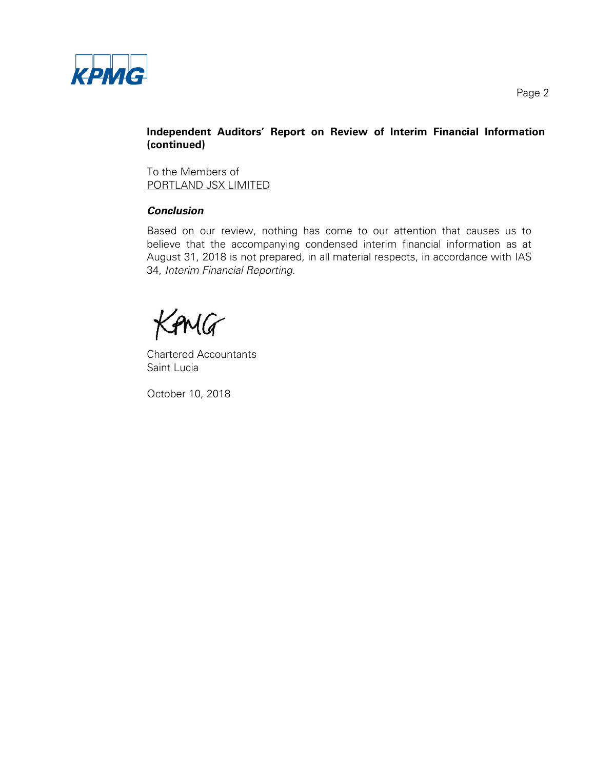**Independent Auditors' Report on Review of Interim Financial Information (continued)**

To the Members of
PORTLAND JSX LIMITED

***Conclusion***

Based on our review, nothing has come to our attention that causes us to believe that the accompanying condensed interim financial information as at August 31, 2018 is not prepared, in all material respects, in accordance with IAS 34, *Interim Financial Reporting*.

KPMG

Chartered Accountants
Saint Lucia

October 10, 2018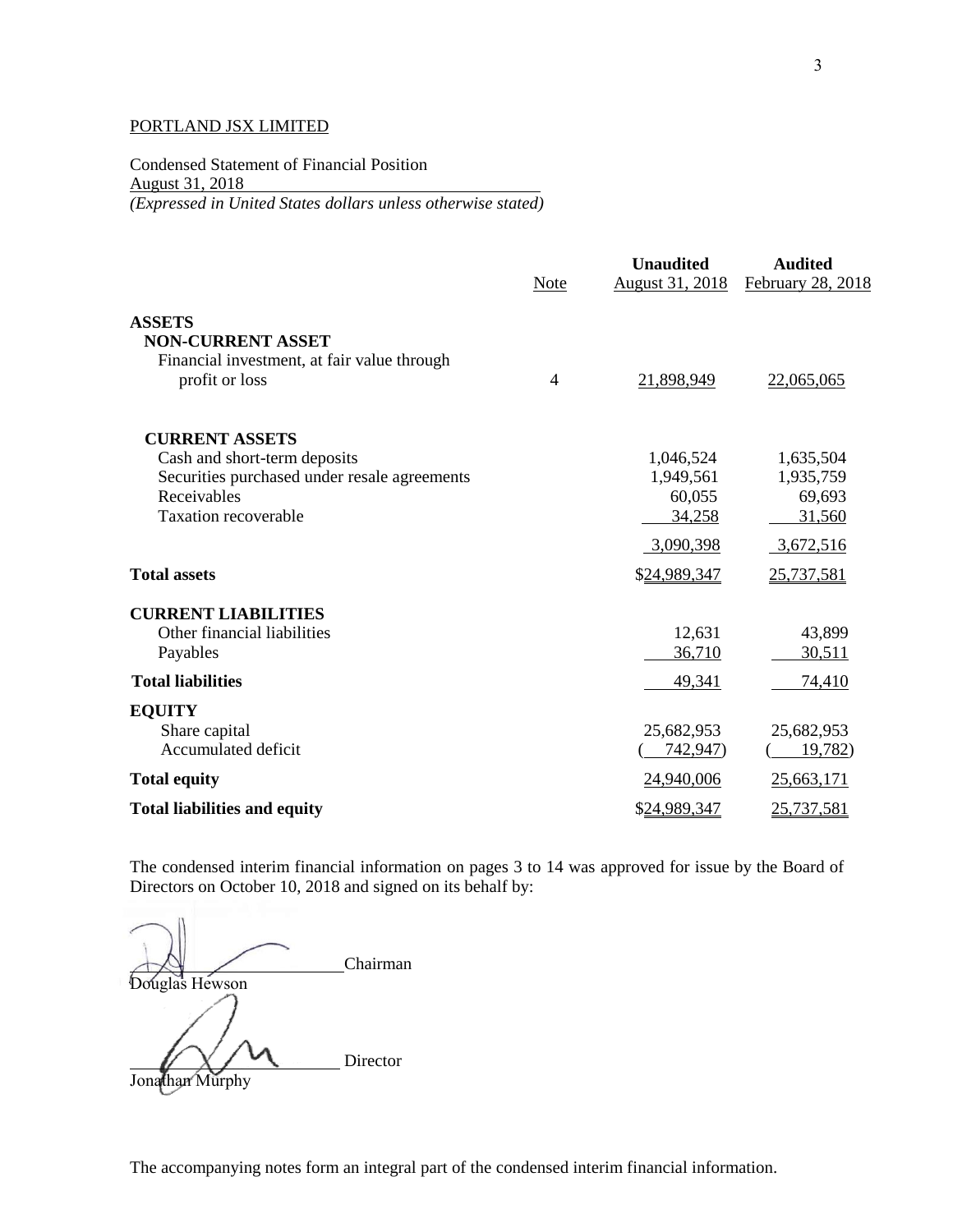PORTLAND JSX LIMITED

Condensed Statement of Financial Position
August 31, 2018
*(Expressed in United States dollars unless otherwise stated)*

| | Note | Unaudited August 31, 2018 | Audited February 28, 2018 |
|---|---|---|---|
| **ASSETS** | | | |
| **NON-CURRENT ASSET** | | | |
| Financial investment, at fair value through profit or loss | 4 | 21,898,949 | 22,065,065 |
| **CURRENT ASSETS** | | | |
| Cash and short-term deposits | | 1,046,524 | 1,635,504 |
| Securities purchased under resale agreements | | 1,949,561 | 1,935,759 |
| Receivables | | 60,055 | 69,693 |
| Taxation recoverable | | 34,258 | 31,560 |
| | | 3,090,398 | 3,672,516 |
| **Total assets** | | $24,989,347 | 25,737,581 |
| **CURRENT LIABILITIES** | | | |
| Other financial liabilities | | 12,631 | 43,899 |
| Payables | | 36,710 | 30,511 |
| **Total liabilities** | | 49,341 | 74,410 |
| **EQUITY** | | | |
| Share capital | | 25,682,953 | 25,682,953 |
| Accumulated deficit | | (742,947) | (19,782) |
| **Total equity** | | 24,940,006 | 25,663,171 |
| **Total liabilities and equity** | | $24,989,347 | 25,737,581 |

The condensed interim financial information on pages 3 to 14 was approved for issue by the Board of Directors on October 10, 2018 and signed on its behalf by:

Douglas Hewson, Chairman

Jonathan Murphy, Director

The accompanying notes form an integral part of the condensed interim financial information.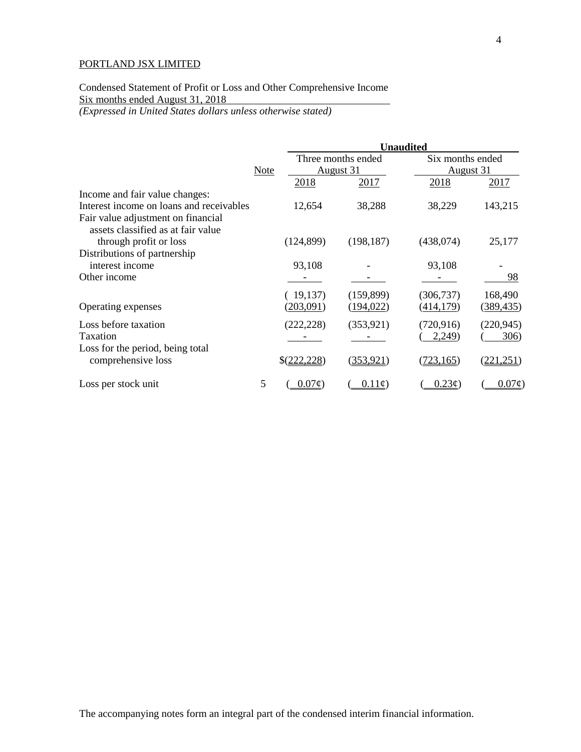PORTLAND JSX LIMITED

Condensed Statement of Profit or Loss and Other Comprehensive Income
Six months ended August 31, 2018
*(Expressed in United States dollars unless otherwise stated)*

| | Note | Unaudited | | | |
|---|---|---|---|---|---|
| | | Three months ended August 31 | | Six months ended August 31 | |
| | | 2018 | 2017 | 2018 | 2017 |
| Income and fair value changes: | | | | | |
| Interest income on loans and receivables | | 12,654 | 38,288 | 38,229 | 143,215 |
| Fair value adjustment on financial assets classified as at fair value through profit or loss | | (124,899) | (198,187) | (438,074) | 25,177 |
| Distributions of partnership interest income | | 93,108 | - | 93,108 | - |
| Other income | | - | - | - | 98 |
| | | ( 19,137) | (159,899) | (306,737) | 168,490 |
| Operating expenses | | (203,091) | (194,022) | (414,179) | (389,435) |
| Loss before taxation | | (222,228) | (353,921) | (720,916) | (220,945) |
| Taxation | | - | - | ( 2,249) | ( 306) |
| Loss for the period, being total comprehensive loss | | $(222,228) | (353,921) | (723,165) | (221,251) |
| Loss per stock unit | 5 | ( 0.07¢) | ( 0.11¢) | ( 0.23¢) | ( 0.07¢) |

The accompanying notes form an integral part of the condensed interim financial information.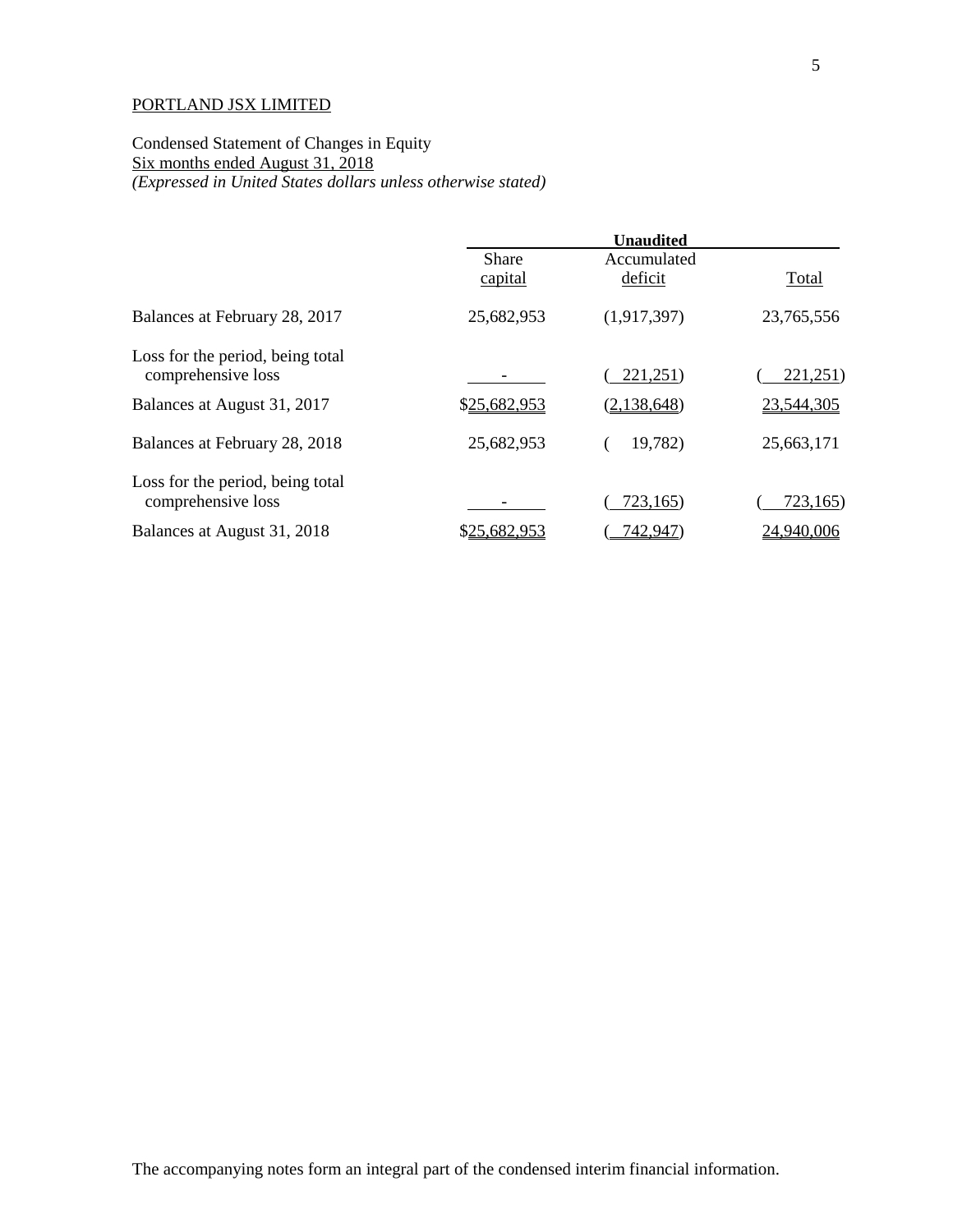PORTLAND JSX LIMITED

Condensed Statement of Changes in Equity
Six months ended August 31, 2018
*(Expressed in United States dollars unless otherwise stated)*

| | **Unaudited** | | |
|---|---|---|---|
| | Share capital | Accumulated deficit | Total |
| Balances at February 28, 2017 | 25,682,953 | (1,917,397) | 23,765,556 |
| Loss for the period, being total comprehensive loss | - | (221,251) | (221,251) |
| Balances at August 31, 2017 | $25,682,953 | (2,138,648) | 23,544,305 |
| Balances at February 28, 2018 | 25,682,953 | (19,782) | 25,663,171 |
| Loss for the period, being total comprehensive loss | - | (723,165) | (723,165) |
| Balances at August 31, 2018 | $25,682,953 | (742,947) | 24,940,006 |

The accompanying notes form an integral part of the condensed interim financial information.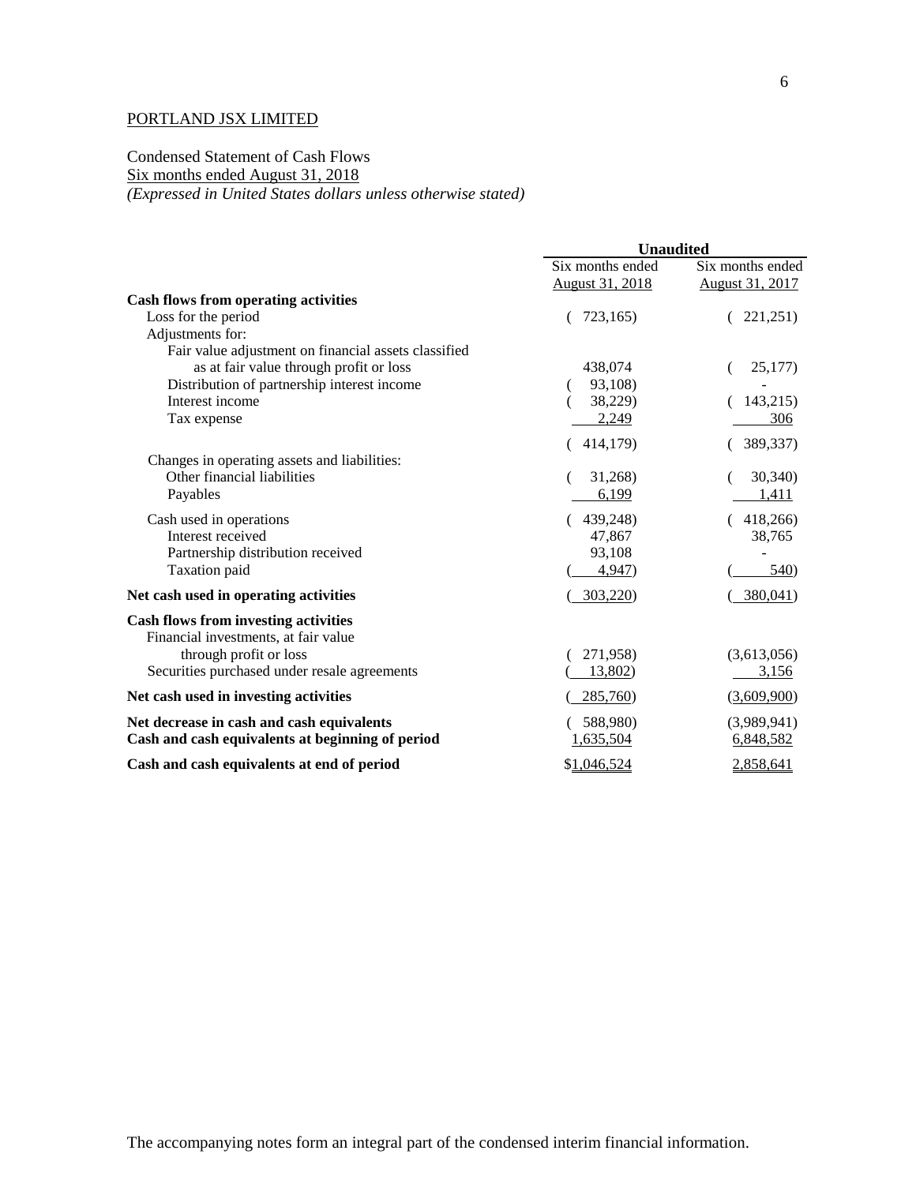PORTLAND JSX LIMITED

Condensed Statement of Cash Flows
Six months ended August 31, 2018
*(Expressed in United States dollars unless otherwise stated)*

| | Unaudited | |
|---|---|---|
| | Six months ended August 31, 2018 | Six months ended August 31, 2017 |
| **Cash flows from operating activities** | | |
| Loss for the period | ( 723,165) | ( 221,251) |
| Adjustments for: | | |
| Fair value adjustment on financial assets classified as at fair value through profit or loss | 438,074 | ( 25,177) |
| Distribution of partnership interest income | ( 93,108) | - |
| Interest income | ( 38,229) | ( 143,215) |
| Tax expense | 2,249 | 306 |
| | ( 414,179) | ( 389,337) |
| Changes in operating assets and liabilities: | | |
| Other financial liabilities | ( 31,268) | ( 30,340) |
| Payables | 6,199 | 1,411 |
| Cash used in operations | ( 439,248) | ( 418,266) |
| Interest received | 47,867 | 38,765 |
| Partnership distribution received | 93,108 | - |
| Taxation paid | ( 4,947) | ( 540) |
| **Net cash used in operating activities** | ( 303,220) | ( 380,041) |
| **Cash flows from investing activities** | | |
| Financial investments, at fair value through profit or loss | ( 271,958) | (3,613,056) |
| Securities purchased under resale agreements | ( 13,802) | 3,156 |
| **Net cash used in investing activities** | ( 285,760) | (3,609,900) |
| **Net decrease in cash and cash equivalents** | ( 588,980) | (3,989,941) |
| **Cash and cash equivalents at beginning of period** | 1,635,504 | 6,848,582 |
| **Cash and cash equivalents at end of period** | $1,046,524 | 2,858,641 |

The accompanying notes form an integral part of the condensed interim financial information.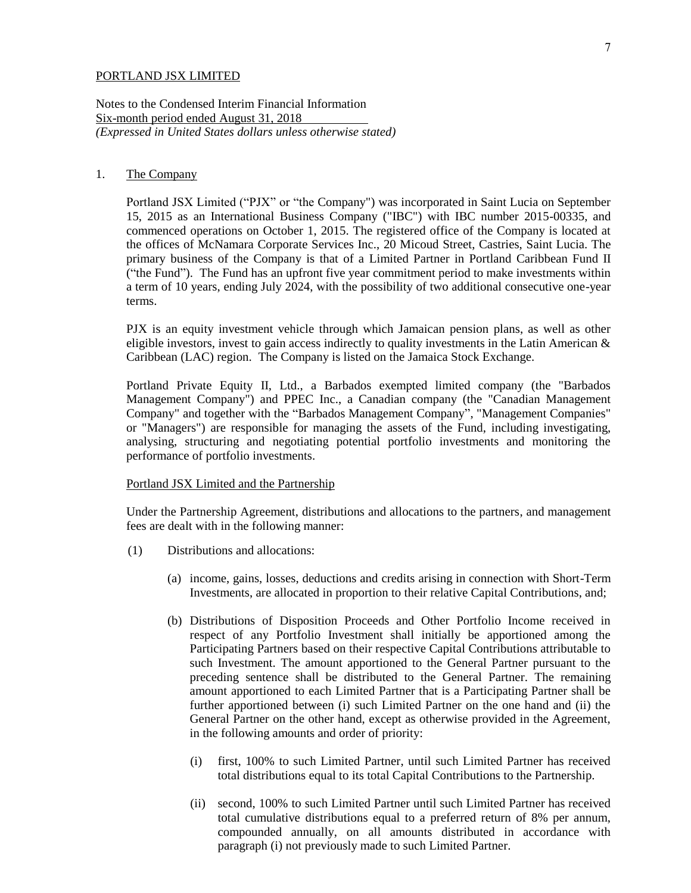PORTLAND JSX LIMITED

Notes to the Condensed Interim Financial Information
Six-month period ended August 31, 2018
*(Expressed in United States dollars unless otherwise stated)*

## 1. The Company

Portland JSX Limited ("PJX" or "the Company") was incorporated in Saint Lucia on September 15, 2015 as an International Business Company ("IBC") with IBC number 2015-00335, and commenced operations on October 1, 2015. The registered office of the Company is located at the offices of McNamara Corporate Services Inc., 20 Micoud Street, Castries, Saint Lucia. The primary business of the Company is that of a Limited Partner in Portland Caribbean Fund II ("the Fund"). The Fund has an upfront five year commitment period to make investments within a term of 10 years, ending July 2024, with the possibility of two additional consecutive one-year terms.

PJX is an equity investment vehicle through which Jamaican pension plans, as well as other eligible investors, invest to gain access indirectly to quality investments in the Latin American & Caribbean (LAC) region. The Company is listed on the Jamaica Stock Exchange.

Portland Private Equity II, Ltd., a Barbados exempted limited company (the "Barbados Management Company") and PPEC Inc., a Canadian company (the "Canadian Management Company" and together with the "Barbados Management Company", "Management Companies" or "Managers") are responsible for managing the assets of the Fund, including investigating, analysing, structuring and negotiating potential portfolio investments and monitoring the performance of portfolio investments.

### Portland JSX Limited and the Partnership

Under the Partnership Agreement, distributions and allocations to the partners, and management fees are dealt with in the following manner:

(1) Distributions and allocations:

(a) income, gains, losses, deductions and credits arising in connection with Short-Term Investments, are allocated in proportion to their relative Capital Contributions, and;

(b) Distributions of Disposition Proceeds and Other Portfolio Income received in respect of any Portfolio Investment shall initially be apportioned among the Participating Partners based on their respective Capital Contributions attributable to such Investment. The amount apportioned to the General Partner pursuant to the preceding sentence shall be distributed to the General Partner. The remaining amount apportioned to each Limited Partner that is a Participating Partner shall be further apportioned between (i) such Limited Partner on the one hand and (ii) the General Partner on the other hand, except as otherwise provided in the Agreement, in the following amounts and order of priority:

(i) first, 100% to such Limited Partner, until such Limited Partner has received total distributions equal to its total Capital Contributions to the Partnership.

(ii) second, 100% to such Limited Partner until such Limited Partner has received total cumulative distributions equal to a preferred return of 8% per annum, compounded annually, on all amounts distributed in accordance with paragraph (i) not previously made to such Limited Partner.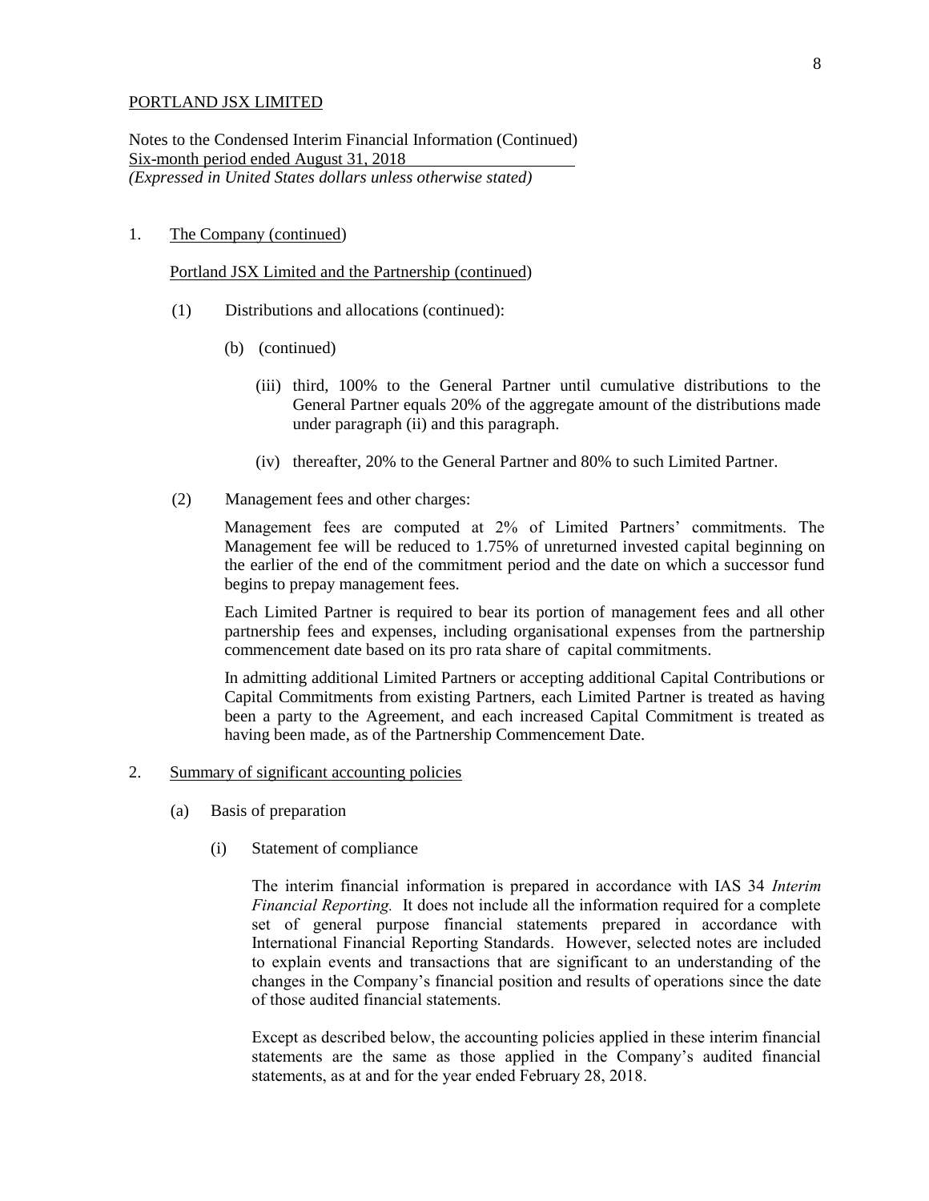PORTLAND JSX LIMITED

Notes to the Condensed Interim Financial Information (Continued)
Six-month period ended August 31, 2018
*(Expressed in United States dollars unless otherwise stated)*

1. The Company (continued)

Portland JSX Limited and the Partnership (continued)

(1) Distributions and allocations (continued):

(b) (continued)

(iii) third, 100% to the General Partner until cumulative distributions to the General Partner equals 20% of the aggregate amount of the distributions made under paragraph (ii) and this paragraph.

(iv) thereafter, 20% to the General Partner and 80% to such Limited Partner.

(2) Management fees and other charges:

Management fees are computed at 2% of Limited Partners' commitments. The Management fee will be reduced to 1.75% of unreturned invested capital beginning on the earlier of the end of the commitment period and the date on which a successor fund begins to prepay management fees.

Each Limited Partner is required to bear its portion of management fees and all other partnership fees and expenses, including organisational expenses from the partnership commencement date based on its pro rata share of capital commitments.

In admitting additional Limited Partners or accepting additional Capital Contributions or Capital Commitments from existing Partners, each Limited Partner is treated as having been a party to the Agreement, and each increased Capital Commitment is treated as having been made, as of the Partnership Commencement Date.

2. Summary of significant accounting policies

(a) Basis of preparation

(i) Statement of compliance

The interim financial information is prepared in accordance with IAS 34 *Interim Financial Reporting.* It does not include all the information required for a complete set of general purpose financial statements prepared in accordance with International Financial Reporting Standards. However, selected notes are included to explain events and transactions that are significant to an understanding of the changes in the Company's financial position and results of operations since the date of those audited financial statements.

Except as described below, the accounting policies applied in these interim financial statements are the same as those applied in the Company's audited financial statements, as at and for the year ended February 28, 2018.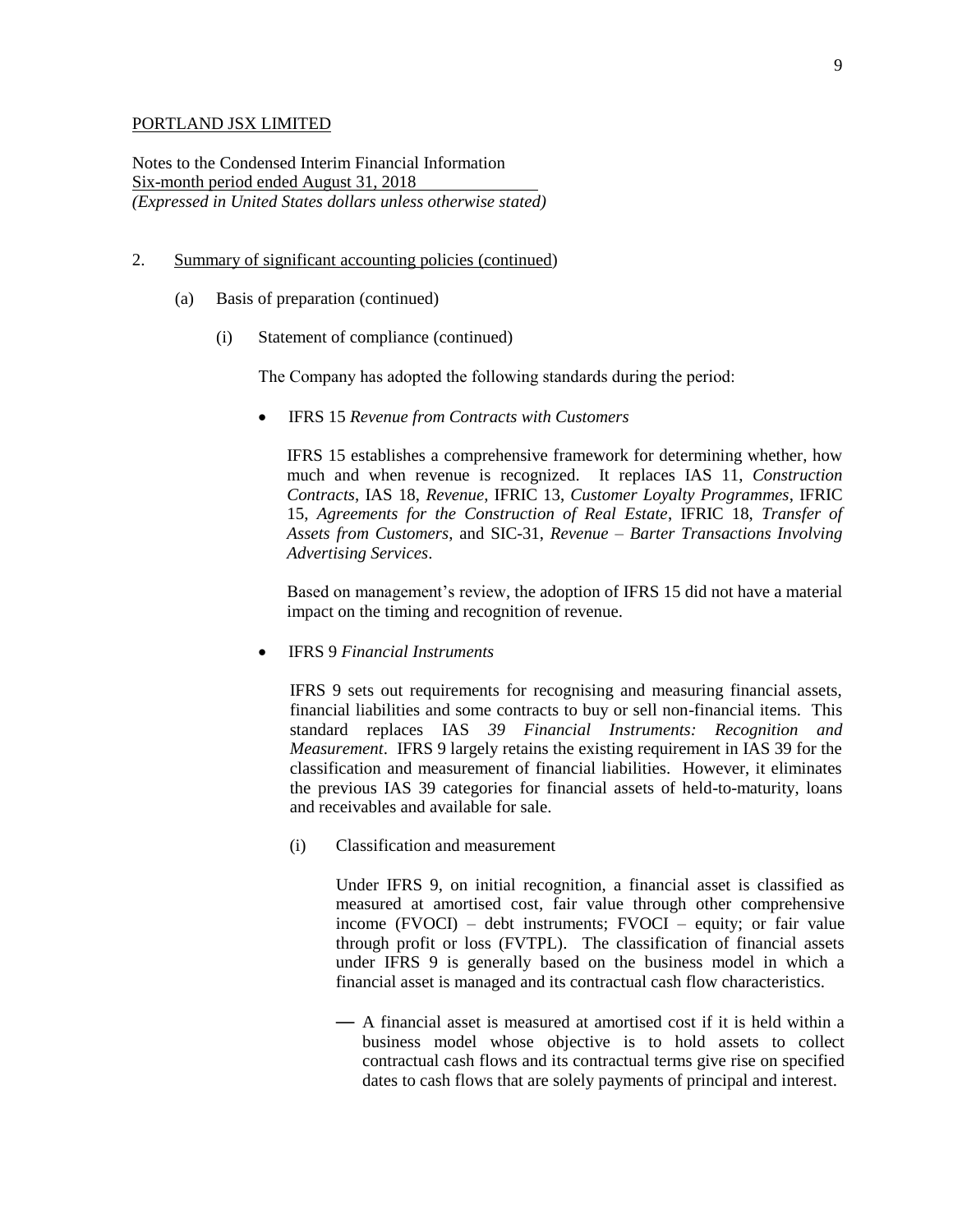PORTLAND JSX LIMITED

Notes to the Condensed Interim Financial Information
Six-month period ended August 31, 2018
*(Expressed in United States dollars unless otherwise stated)*

2. Summary of significant accounting policies (continued)

   (a) Basis of preparation (continued)

      (i) Statement of compliance (continued)

The Company has adopted the following standards during the period:

- IFRS 15 *Revenue from Contracts with Customers*

  IFRS 15 establishes a comprehensive framework for determining whether, how much and when revenue is recognized. It replaces IAS 11, *Construction Contracts*, IAS 18, *Revenue*, IFRIC 13, *Customer Loyalty Programmes*, IFRIC 15, *Agreements for the Construction of Real Estate*, IFRIC 18, *Transfer of Assets from Customers*, and SIC-31, *Revenue – Barter Transactions Involving Advertising Services*.

  Based on management's review, the adoption of IFRS 15 did not have a material impact on the timing and recognition of revenue.

- IFRS 9 *Financial Instruments*

  IFRS 9 sets out requirements for recognising and measuring financial assets, financial liabilities and some contracts to buy or sell non-financial items. This standard replaces IAS *39 Financial Instruments: Recognition and Measurement*. IFRS 9 largely retains the existing requirement in IAS 39 for the classification and measurement of financial liabilities. However, it eliminates the previous IAS 39 categories for financial assets of held-to-maturity, loans and receivables and available for sale.

  (i) Classification and measurement

  Under IFRS 9, on initial recognition, a financial asset is classified as measured at amortised cost, fair value through other comprehensive income (FVOCI) – debt instruments; FVOCI – equity; or fair value through profit or loss (FVTPL). The classification of financial assets under IFRS 9 is generally based on the business model in which a financial asset is managed and its contractual cash flow characteristics.

  — A financial asset is measured at amortised cost if it is held within a business model whose objective is to hold assets to collect contractual cash flows and its contractual terms give rise on specified dates to cash flows that are solely payments of principal and interest.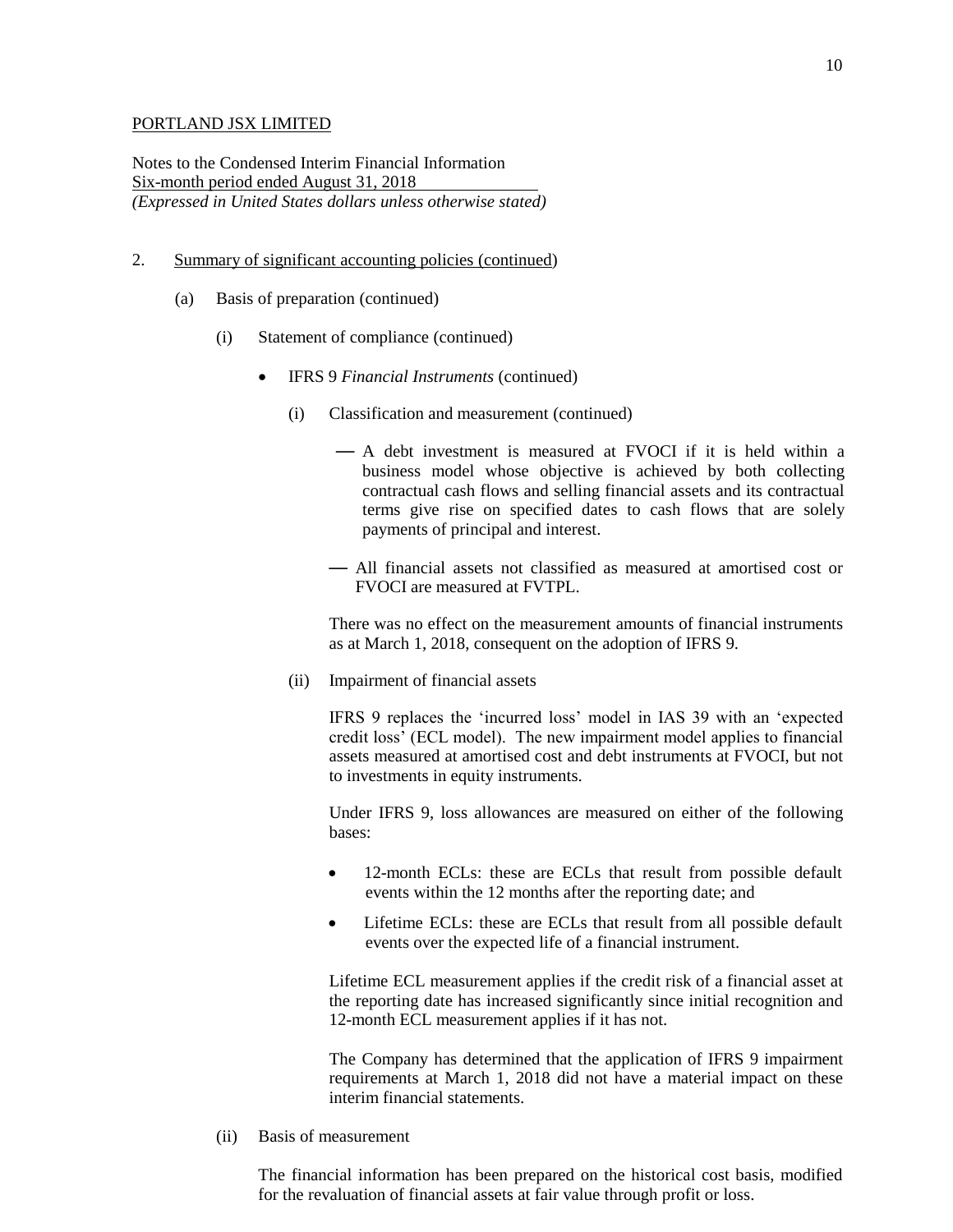PORTLAND JSX LIMITED

Notes to the Condensed Interim Financial Information
Six-month period ended August 31, 2018
*(Expressed in United States dollars unless otherwise stated)*

2. Summary of significant accounting policies (continued)

(a) Basis of preparation (continued)

(i) Statement of compliance (continued)

- IFRS 9 *Financial Instruments* (continued)

(i) Classification and measurement (continued)

— A debt investment is measured at FVOCI if it is held within a business model whose objective is achieved by both collecting contractual cash flows and selling financial assets and its contractual terms give rise on specified dates to cash flows that are solely payments of principal and interest.

— All financial assets not classified as measured at amortised cost or FVOCI are measured at FVTPL.

There was no effect on the measurement amounts of financial instruments as at March 1, 2018, consequent on the adoption of IFRS 9.

(ii) Impairment of financial assets

IFRS 9 replaces the 'incurred loss' model in IAS 39 with an 'expected credit loss' (ECL model). The new impairment model applies to financial assets measured at amortised cost and debt instruments at FVOCI, but not to investments in equity instruments.

Under IFRS 9, loss allowances are measured on either of the following bases:

- 12-month ECLs: these are ECLs that result from possible default events within the 12 months after the reporting date; and
- Lifetime ECLs: these are ECLs that result from all possible default events over the expected life of a financial instrument.

Lifetime ECL measurement applies if the credit risk of a financial asset at the reporting date has increased significantly since initial recognition and 12-month ECL measurement applies if it has not.

The Company has determined that the application of IFRS 9 impairment requirements at March 1, 2018 did not have a material impact on these interim financial statements.

(ii) Basis of measurement

The financial information has been prepared on the historical cost basis, modified for the revaluation of financial assets at fair value through profit or loss.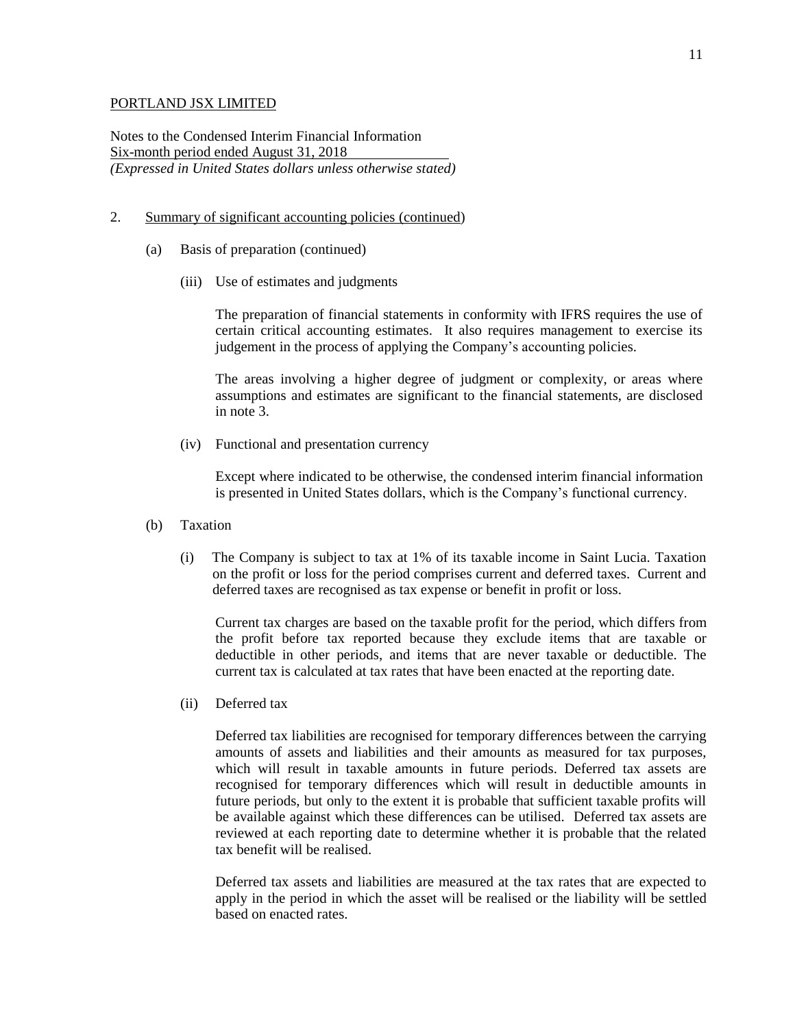PORTLAND JSX LIMITED

Notes to the Condensed Interim Financial Information
Six-month period ended August 31, 2018
*(Expressed in United States dollars unless otherwise stated)*

2. Summary of significant accounting policies (continued)

   (a) Basis of preparation (continued)

      (iii) Use of estimates and judgments

      The preparation of financial statements in conformity with IFRS requires the use of certain critical accounting estimates. It also requires management to exercise its judgement in the process of applying the Company's accounting policies.

      The areas involving a higher degree of judgment or complexity, or areas where assumptions and estimates are significant to the financial statements, are disclosed in note 3.

      (iv) Functional and presentation currency

      Except where indicated to be otherwise, the condensed interim financial information is presented in United States dollars, which is the Company's functional currency.

   (b) Taxation

      (i) The Company is subject to tax at 1% of its taxable income in Saint Lucia. Taxation on the profit or loss for the period comprises current and deferred taxes. Current and deferred taxes are recognised as tax expense or benefit in profit or loss.

      Current tax charges are based on the taxable profit for the period, which differs from the profit before tax reported because they exclude items that are taxable or deductible in other periods, and items that are never taxable or deductible. The current tax is calculated at tax rates that have been enacted at the reporting date.

      (ii) Deferred tax

      Deferred tax liabilities are recognised for temporary differences between the carrying amounts of assets and liabilities and their amounts as measured for tax purposes, which will result in taxable amounts in future periods. Deferred tax assets are recognised for temporary differences which will result in deductible amounts in future periods, but only to the extent it is probable that sufficient taxable profits will be available against which these differences can be utilised. Deferred tax assets are reviewed at each reporting date to determine whether it is probable that the related tax benefit will be realised.

      Deferred tax assets and liabilities are measured at the tax rates that are expected to apply in the period in which the asset will be realised or the liability will be settled based on enacted rates.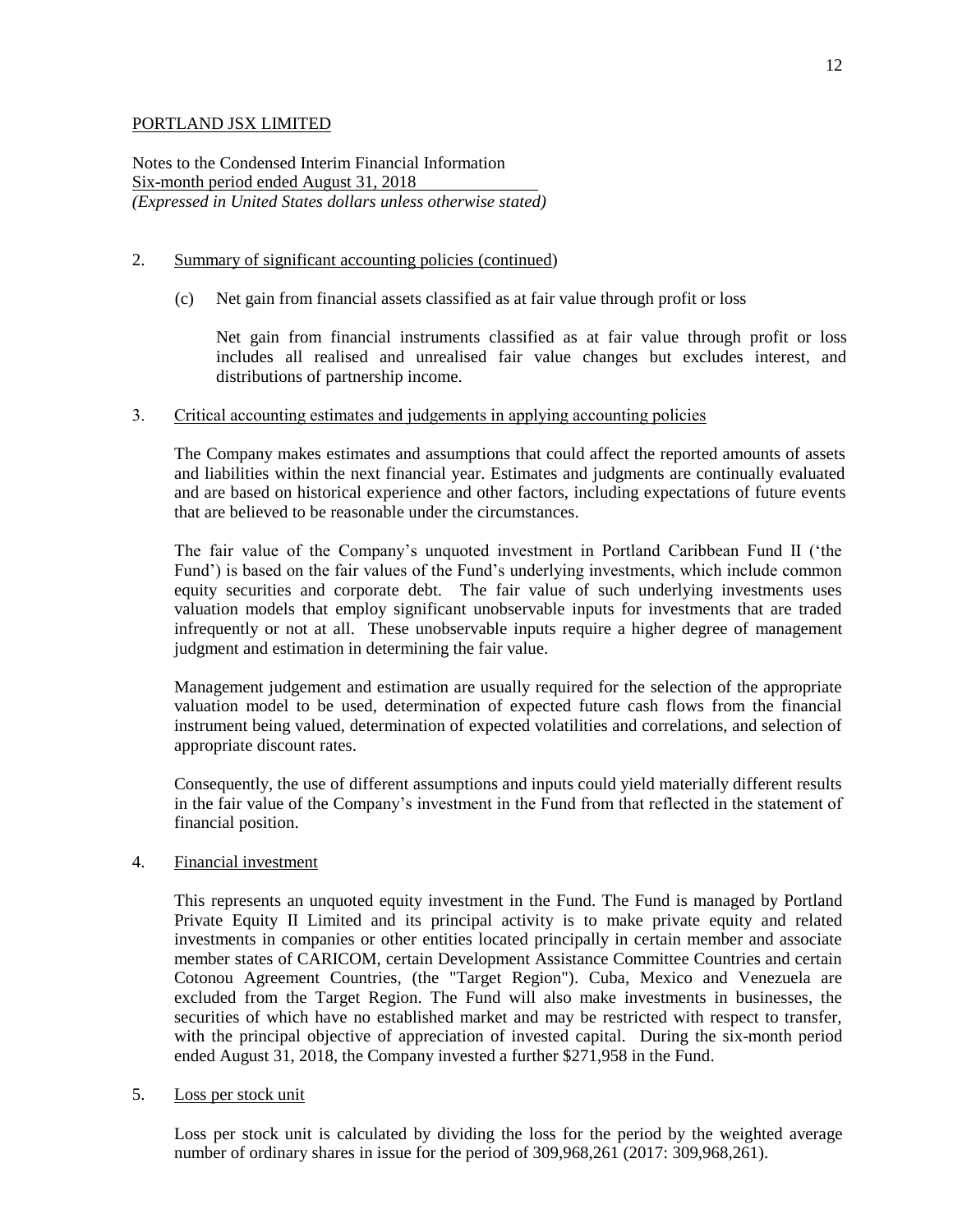PORTLAND JSX LIMITED

Notes to the Condensed Interim Financial Information
Six-month period ended August 31, 2018
*(Expressed in United States dollars unless otherwise stated)*

2. Summary of significant accounting policies (continued)

    (c) Net gain from financial assets classified as at fair value through profit or loss

    Net gain from financial instruments classified as at fair value through profit or loss includes all realised and unrealised fair value changes but excludes interest, and distributions of partnership income.

3. Critical accounting estimates and judgements in applying accounting policies

    The Company makes estimates and assumptions that could affect the reported amounts of assets and liabilities within the next financial year. Estimates and judgments are continually evaluated and are based on historical experience and other factors, including expectations of future events that are believed to be reasonable under the circumstances.

    The fair value of the Company's unquoted investment in Portland Caribbean Fund II ('the Fund') is based on the fair values of the Fund's underlying investments, which include common equity securities and corporate debt. The fair value of such underlying investments uses valuation models that employ significant unobservable inputs for investments that are traded infrequently or not at all. These unobservable inputs require a higher degree of management judgment and estimation in determining the fair value.

    Management judgement and estimation are usually required for the selection of the appropriate valuation model to be used, determination of expected future cash flows from the financial instrument being valued, determination of expected volatilities and correlations, and selection of appropriate discount rates.

    Consequently, the use of different assumptions and inputs could yield materially different results in the fair value of the Company's investment in the Fund from that reflected in the statement of financial position.

4. Financial investment

    This represents an unquoted equity investment in the Fund. The Fund is managed by Portland Private Equity II Limited and its principal activity is to make private equity and related investments in companies or other entities located principally in certain member and associate member states of CARICOM, certain Development Assistance Committee Countries and certain Cotonou Agreement Countries, (the "Target Region"). Cuba, Mexico and Venezuela are excluded from the Target Region. The Fund will also make investments in businesses, the securities of which have no established market and may be restricted with respect to transfer, with the principal objective of appreciation of invested capital. During the six-month period ended August 31, 2018, the Company invested a further $271,958 in the Fund.

5. Loss per stock unit

    Loss per stock unit is calculated by dividing the loss for the period by the weighted average number of ordinary shares in issue for the period of 309,968,261 (2017: 309,968,261).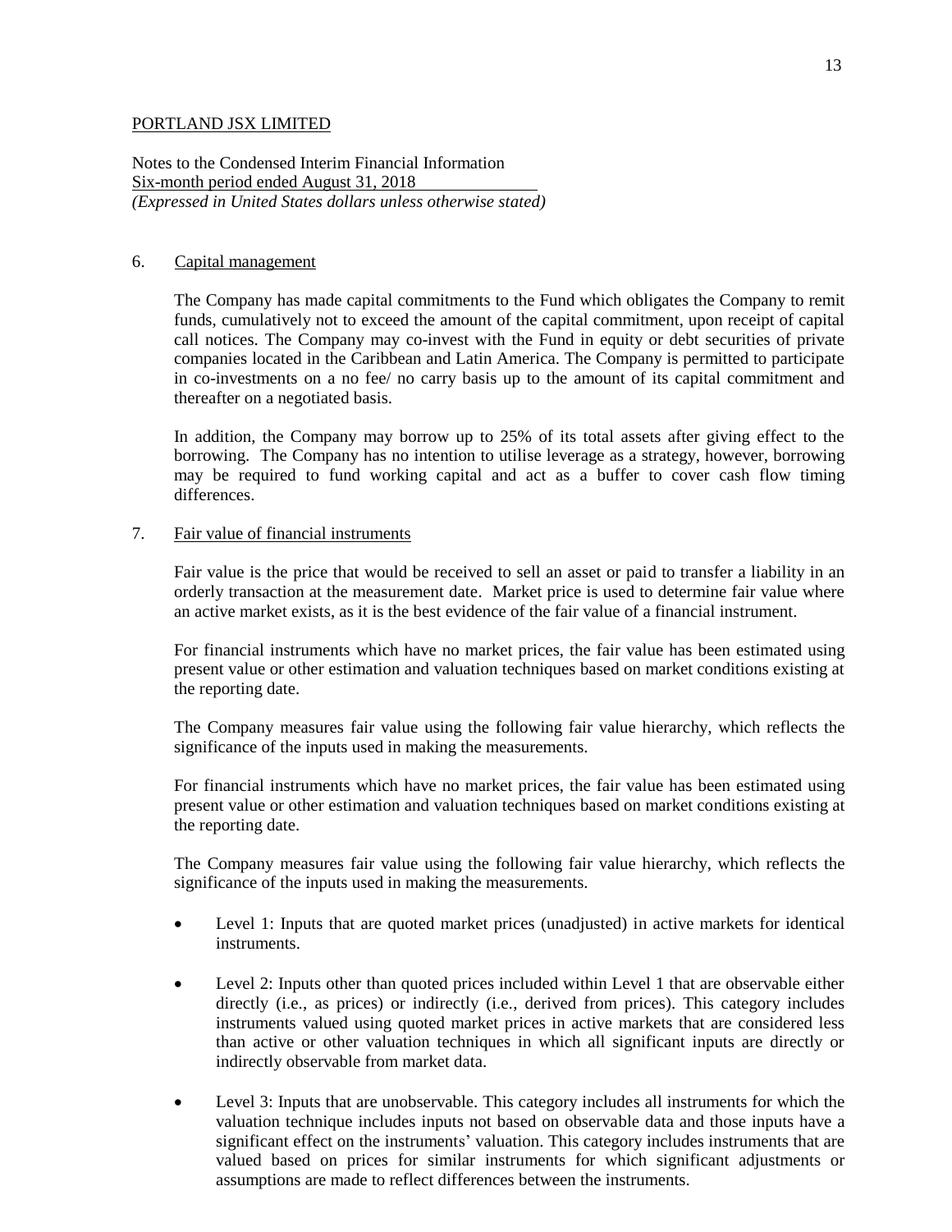PORTLAND JSX LIMITED

Notes to the Condensed Interim Financial Information
Six-month period ended August 31, 2018
*(Expressed in United States dollars unless otherwise stated)*

## 6. Capital management

The Company has made capital commitments to the Fund which obligates the Company to remit funds, cumulatively not to exceed the amount of the capital commitment, upon receipt of capital call notices. The Company may co-invest with the Fund in equity or debt securities of private companies located in the Caribbean and Latin America. The Company is permitted to participate in co-investments on a no fee/ no carry basis up to the amount of its capital commitment and thereafter on a negotiated basis.

In addition, the Company may borrow up to 25% of its total assets after giving effect to the borrowing. The Company has no intention to utilise leverage as a strategy, however, borrowing may be required to fund working capital and act as a buffer to cover cash flow timing differences.

## 7. Fair value of financial instruments

Fair value is the price that would be received to sell an asset or paid to transfer a liability in an orderly transaction at the measurement date. Market price is used to determine fair value where an active market exists, as it is the best evidence of the fair value of a financial instrument.

For financial instruments which have no market prices, the fair value has been estimated using present value or other estimation and valuation techniques based on market conditions existing at the reporting date.

The Company measures fair value using the following fair value hierarchy, which reflects the significance of the inputs used in making the measurements.

For financial instruments which have no market prices, the fair value has been estimated using present value or other estimation and valuation techniques based on market conditions existing at the reporting date.

The Company measures fair value using the following fair value hierarchy, which reflects the significance of the inputs used in making the measurements.

- Level 1: Inputs that are quoted market prices (unadjusted) in active markets for identical instruments.
- Level 2: Inputs other than quoted prices included within Level 1 that are observable either directly (i.e., as prices) or indirectly (i.e., derived from prices). This category includes instruments valued using quoted market prices in active markets that are considered less than active or other valuation techniques in which all significant inputs are directly or indirectly observable from market data.
- Level 3: Inputs that are unobservable. This category includes all instruments for which the valuation technique includes inputs not based on observable data and those inputs have a significant effect on the instruments' valuation. This category includes instruments that are valued based on prices for similar instruments for which significant adjustments or assumptions are made to reflect differences between the instruments.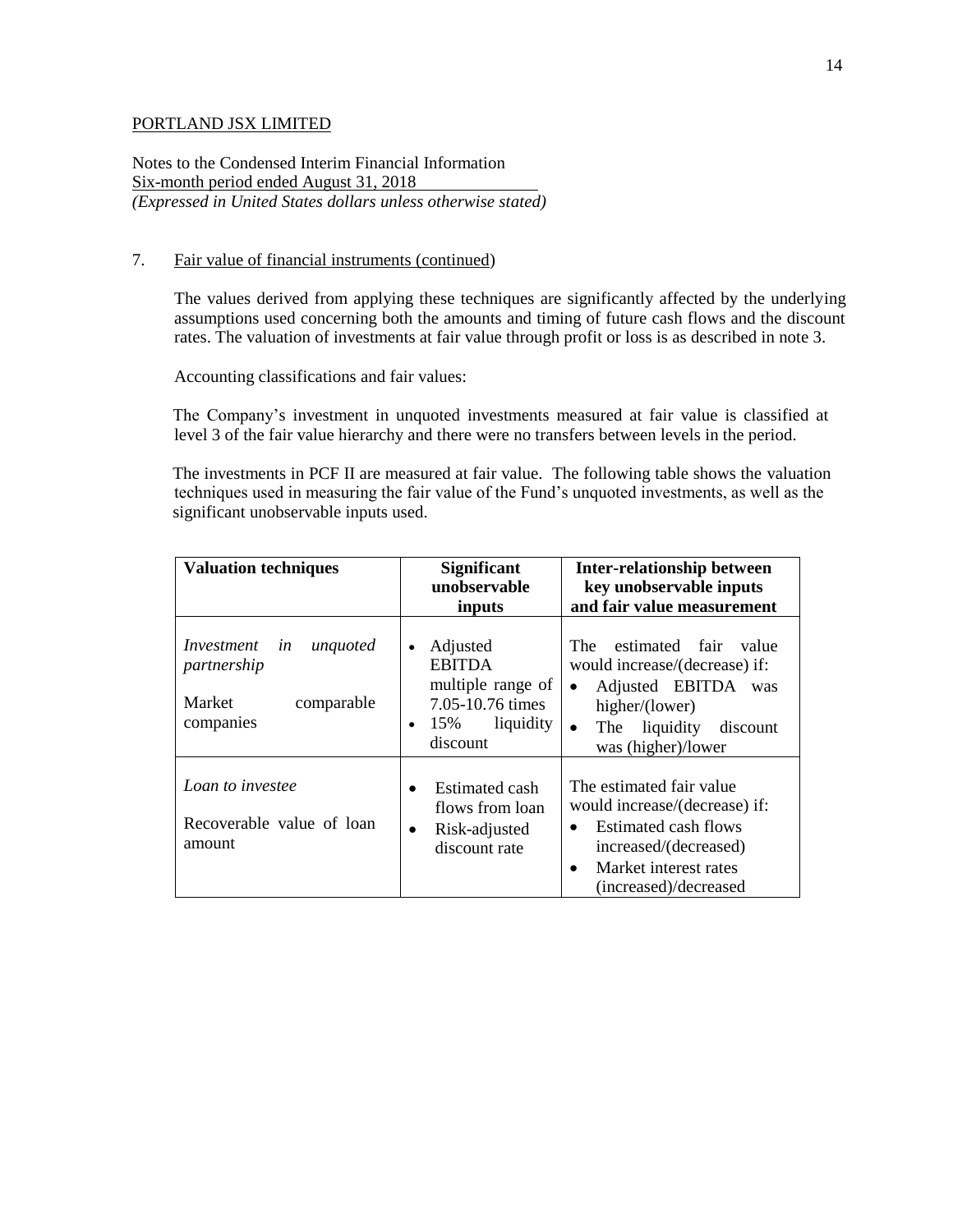PORTLAND JSX LIMITED

Notes to the Condensed Interim Financial Information
Six-month period ended August 31, 2018
*(Expressed in United States dollars unless otherwise stated)*

7. Fair value of financial instruments (continued)

The values derived from applying these techniques are significantly affected by the underlying assumptions used concerning both the amounts and timing of future cash flows and the discount rates. The valuation of investments at fair value through profit or loss is as described in note 3.

Accounting classifications and fair values:

The Company's investment in unquoted investments measured at fair value is classified at level 3 of the fair value hierarchy and there were no transfers between levels in the period.

The investments in PCF II are measured at fair value. The following table shows the valuation techniques used in measuring the fair value of the Fund's unquoted investments, as well as the significant unobservable inputs used.

| **Valuation techniques** | **Significant unobservable inputs** | **Inter-relationship between key unobservable inputs and fair value measurement** |
|---|---|---|
| *Investment in unquoted partnership*<br><br>Market comparable companies | • Adjusted EBITDA multiple range of 7.05-10.76 times<br>• 15% liquidity discount | The estimated fair value would increase/(decrease) if:<br>• Adjusted EBITDA was higher/(lower)<br>• The liquidity discount was (higher)/lower |
| *Loan to investee*<br><br>Recoverable value of loan amount | • Estimated cash flows from loan<br>• Risk-adjusted discount rate | The estimated fair value would increase/(decrease) if:<br>• Estimated cash flows increased/(decreased)<br>• Market interest rates (increased)/decreased |